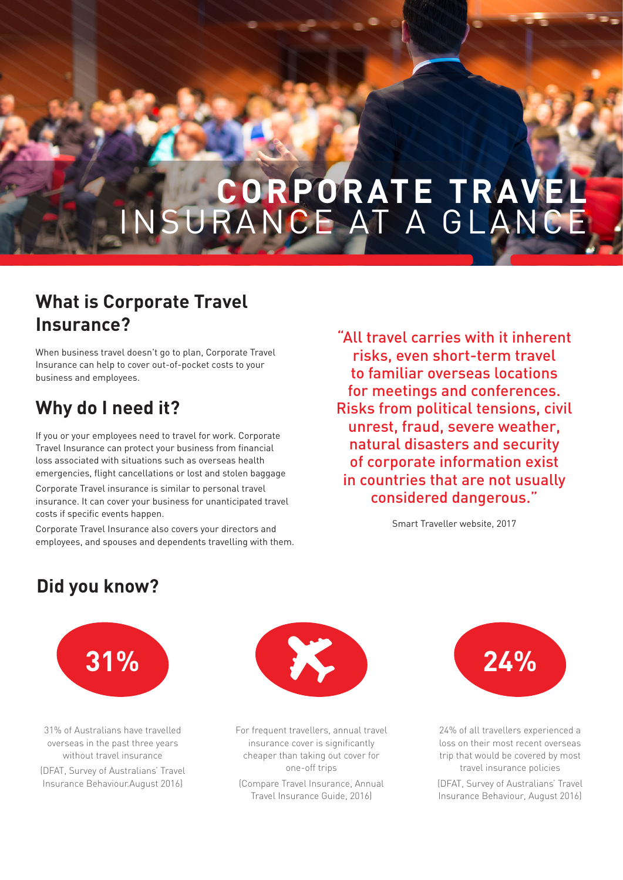# CORPORATE TRAVEL INSURANCE AT A GLANCE

## What is Corporate Travel Insurance?

When business travel doesn't go to plan, Corporate Travel Insurance can help to cover out-of-pocket costs to your business and employees.

## Why do I need it?

If you or your employees need to travel for work. Corporate Travel Insurance can protect your business from financial loss associated with situations such as overseas health emergencies, flight cancellations or lost and stolen baggage

Corporate Travel insurance is similar to personal travel insurance. It can cover your business for unanticipated travel costs if specific events happen.

Corporate Travel Insurance also covers your directors and employees, and spouses and dependents travelling with them.

"All travel carries with it inherent risks, even short-term travel to familiar overseas locations for meetings and conferences. Risks from political tensions, civil unrest, fraud, severe weather, natural disasters and security of corporate information exist in countries that are not usually considered dangerous."

Smart Traveller website, 2017

## Did you know?

**31%**

31% of Australians have travelled overseas in the past three years without travel insurance

(DFAT, Survey of Australians' Travel Insurance Behaviour.August 2016)

For frequent travellers, annual travel insurance cover is significantly cheaper than taking out cover for one-off trips

(Compare Travel Insurance, Annual Travel Insurance Guide, 2016)

**24%**

24% of all travellers experienced a loss on their most recent overseas trip that would be covered by most travel insurance policies

(DFAT, Survey of Australians' Travel Insurance Behaviour, August 2016)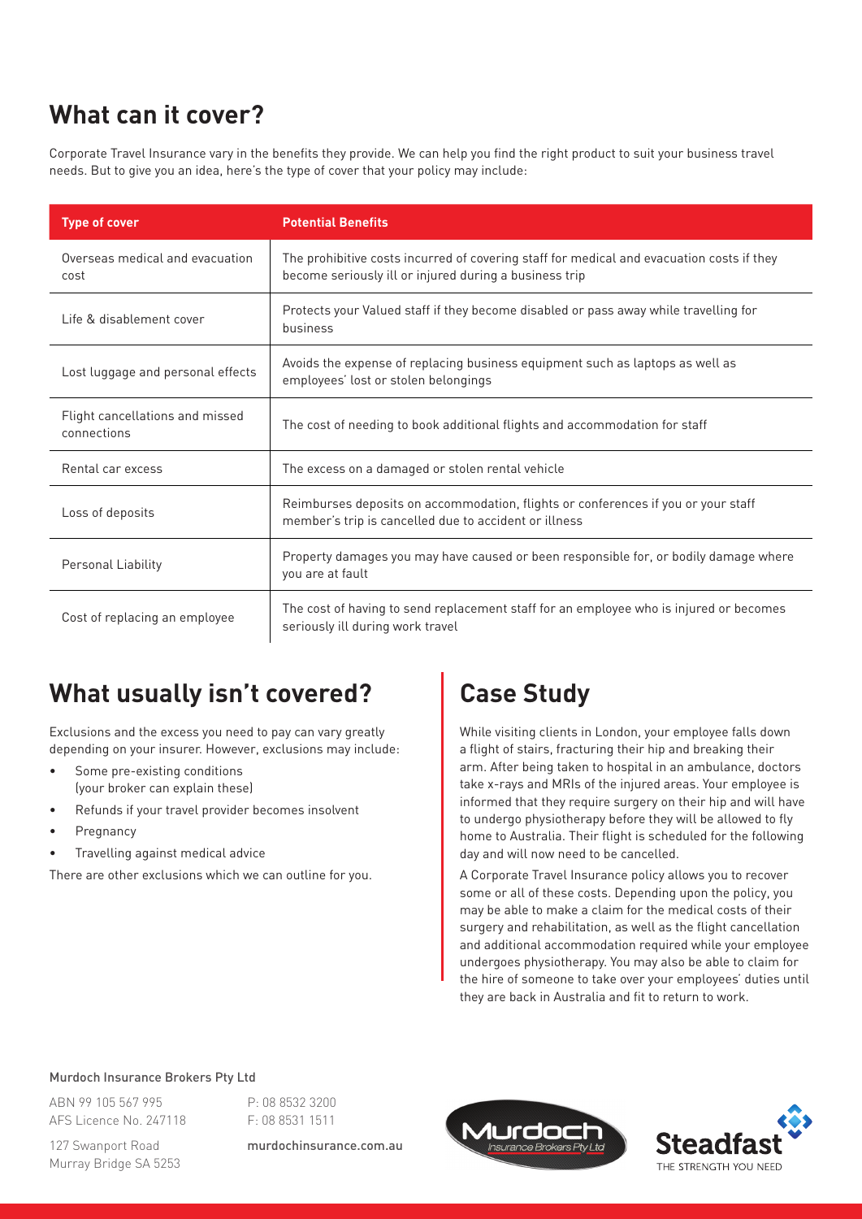## What can it cover?

Corporate Travel Insurance vary in the benefits they provide. We can help you find the right product to suit your business travel needs. But to give you an idea, here's the type of cover that your policy may include:

| Type of cover | Potential Benefits |
|---|---|
| Overseas medical and evacuation cost | The prohibitive costs incurred of covering staff for medical and evacuation costs if they become seriously ill or injured during a business trip |
| Life & disablement cover | Protects your Valued staff if they become disabled or pass away while travelling for business |
| Lost luggage and personal effects | Avoids the expense of replacing business equipment such as laptops as well as employees' lost or stolen belongings |
| Flight cancellations and missed connections | The cost of needing to book additional flights and accommodation for staff |
| Rental car excess | The excess on a damaged or stolen rental vehicle |
| Loss of deposits | Reimburses deposits on accommodation, flights or conferences if you or your staff member's trip is cancelled due to accident or illness |
| Personal Liability | Property damages you may have caused or been responsible for, or bodily damage where you are at fault |
| Cost of replacing an employee | The cost of having to send replacement staff for an employee who is injured or becomes seriously ill during work travel |

## What usually isn't covered?

Exclusions and the excess you need to pay can vary greatly depending on your insurer. However, exclusions may include:

- Some pre-existing conditions (your broker can explain these)
- Refunds if your travel provider becomes insolvent
- Pregnancy
- Travelling against medical advice

There are other exclusions which we can outline for you.

## Case Study

While visiting clients in London, your employee falls down a flight of stairs, fracturing their hip and breaking their arm. After being taken to hospital in an ambulance, doctors take x-rays and MRIs of the injured areas. Your employee is informed that they require surgery on their hip and will have to undergo physiotherapy before they will be allowed to fly home to Australia. Their flight is scheduled for the following day and will now need to be cancelled.

A Corporate Travel Insurance policy allows you to recover some or all of these costs. Depending upon the policy, you may be able to make a claim for the medical costs of their surgery and rehabilitation, as well as the flight cancellation and additional accommodation required while your employee undergoes physiotherapy. You may also be able to claim for the hire of someone to take over your employees' duties until they are back in Australia and fit to return to work.

Murdoch Insurance Brokers Pty Ltd

ABN 99 105 567 995
AFS Licence No. 247118

127 Swanport Road
Murray Bridge SA 5253

P: 08 8532 3200
F: 08 8531 1511

murdochinsurance.com.au

Murdoch Insurance Brokers Pty Ltd

Steadfast THE STRENGTH YOU NEED